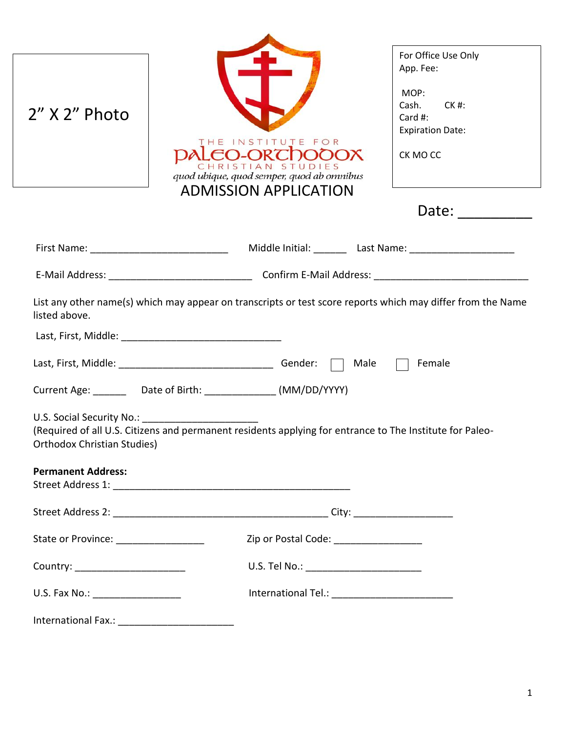2" X 2" Photo

THE INSTITUTE FOR
PALEO-ORTHODOX
CHRISTIAN STUDIES

*quod ubique, quod semper, quod ab omnibus*

# ADMISSION APPLICATION

For Office Use Only
App. Fee:

MOP:
Cash. CK #:
Card #:
Expiration Date:

CK MO CC

Date: _________

First Name: _________________________ Middle Initial: ______ Last Name: ___________________

E-Mail Address: __________________________ Confirm E-Mail Address: ____________________________

List any other name(s) which may appear on transcripts or test score reports which may differ from the Name listed above.

Last, First, Middle: _____________________________

Last, First, Middle: ____________________________ Gender: ☐ Male ☐ Female

Current Age: ______ Date of Birth: _____________ (MM/DD/YYYY)

U.S. Social Security No.: _____________________
(Required of all U.S. Citizens and permanent residents applying for entrance to The Institute for Paleo-Orthodox Christian Studies)

**Permanent Address:**
Street Address 1: ____________________________________________

Street Address 2: _______________________________________ City: __________________

State or Province: ________________ Zip or Postal Code: ________________

Country: ____________________ U.S. Tel No.: _____________________

U.S. Fax No.: ________________ International Tel.: _____________________

International Fax.: _____________________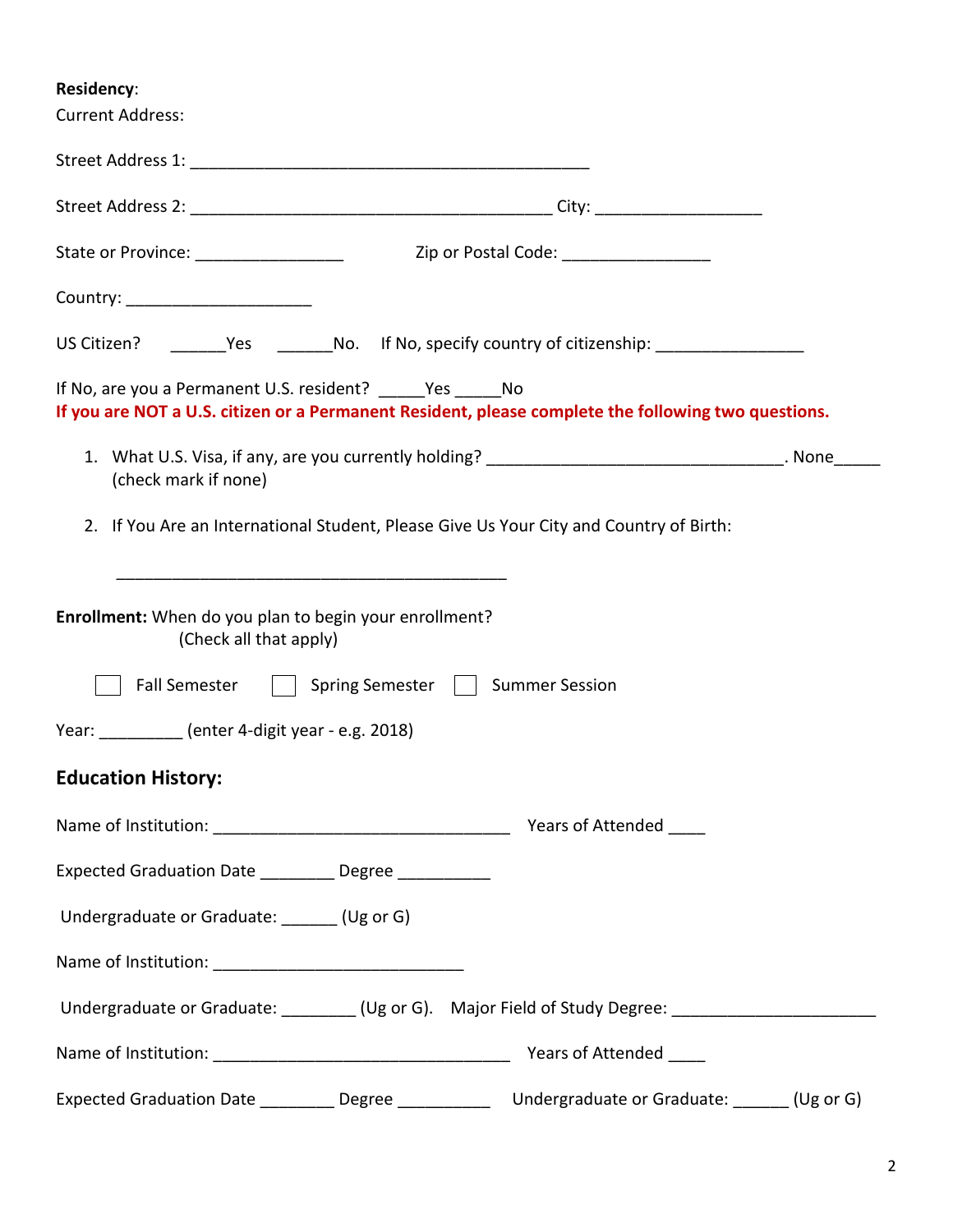**Residency**:

Current Address:

Street Address 1: ____________________________________________

Street Address 2: ________________________________________ City: __________________

State or Province: ________________ Zip or Postal Code: ________________

Country: ____________________

US Citizen? ______Yes ______No. If No, specify country of citizenship: ________________

If No, are you a Permanent U.S. resident? _____Yes _____No

**If you are NOT a U.S. citizen or a Permanent Resident, please complete the following two questions.**

1. What U.S. Visa, if any, are you currently holding? _________________________________. None_____ (check mark if none)

2. If You Are an International Student, Please Give Us Your City and Country of Birth:

   ___________________________________________

**Enrollment:** When do you plan to begin your enrollment? (Check all that apply)

☐ Fall Semester ☐ Spring Semester ☐ Summer Session

Year: _________ (enter 4-digit year - e.g. 2018)

## Education History:

Name of Institution: _________________________________ Years of Attended ____

Expected Graduation Date ________ Degree __________

Undergraduate or Graduate: ______ (Ug or G)

Name of Institution: ____________________________

Undergraduate or Graduate: ________ (Ug or G). Major Field of Study Degree: ______________________

Name of Institution: _________________________________ Years of Attended ____

Expected Graduation Date ________ Degree __________ Undergraduate or Graduate: ______ (Ug or G)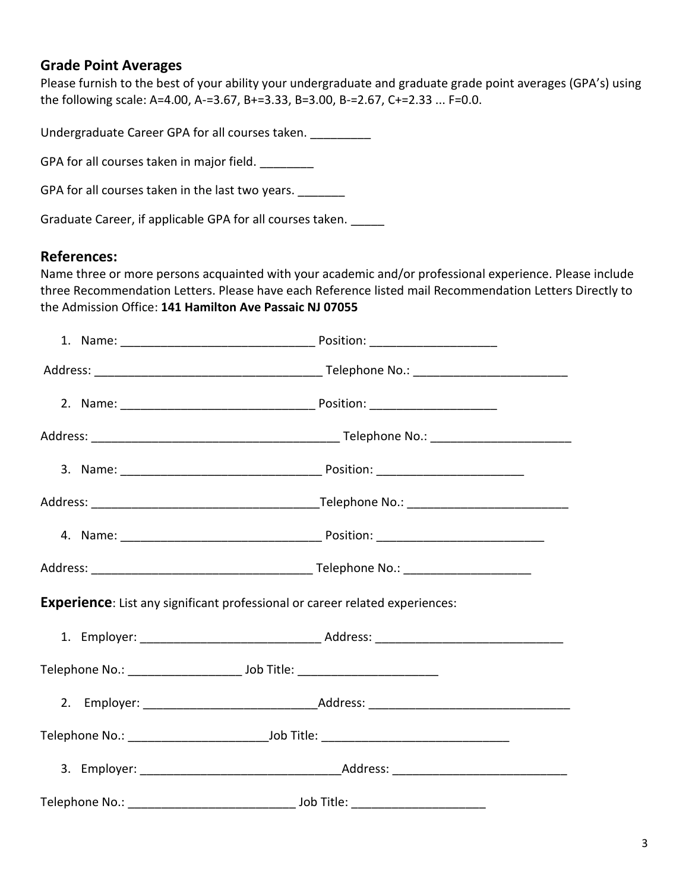## Grade Point Averages

Please furnish to the best of your ability your undergraduate and graduate grade point averages (GPA's) using the following scale: A=4.00, A-=3.67, B+=3.33, B=3.00, B-=2.67, C+=2.33 ... F=0.0.

Undergraduate Career GPA for all courses taken. _________

GPA for all courses taken in major field. ________

GPA for all courses taken in the last two years. _______

Graduate Career, if applicable GPA for all courses taken. _____

## References:

Name three or more persons acquainted with your academic and/or professional experience. Please include three Recommendation Letters. Please have each Reference listed mail Recommendation Letters Directly to the Admission Office: **141 Hamilton Ave Passaic NJ 07055**

1. Name: _____________________________ Position: ___________________

Address: __________________________________ Telephone No.: _______________________

2. Name: _____________________________ Position: ___________________

Address: _____________________________________ Telephone No.: _____________________

3. Name: ______________________________ Position: ______________________

Address: __________________________________Telephone No.: ________________________

4. Name: ______________________________ Position: _________________________

Address: _________________________________ Telephone No.: ___________________

**Experience**: List any significant professional or career related experiences:

1. Employer: ___________________________ Address: ____________________________

Telephone No.: ________________ Job Title: ____________________

2. Employer: __________________________Address: ______________________________

Telephone No.: _____________________Job Title: ____________________________

3. Employer: ______________________________Address: __________________________

Telephone No.: _________________________ Job Title: ___________________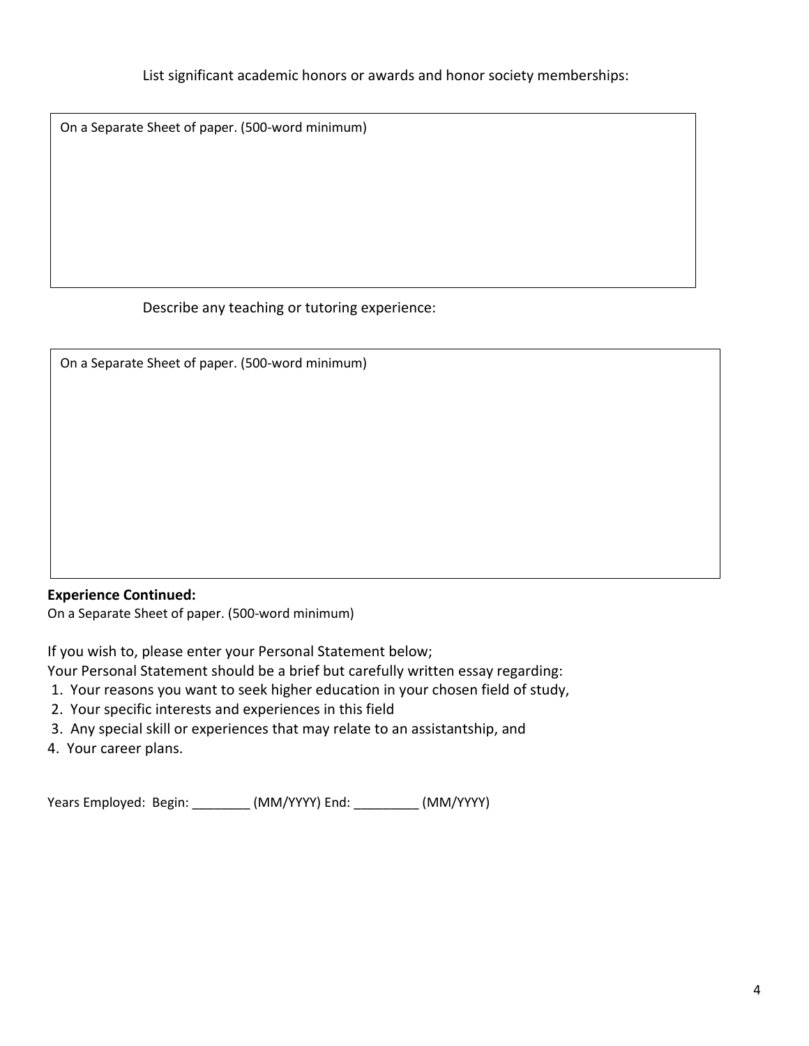List significant academic honors or awards and honor society memberships:

On a Separate Sheet of paper. (500-word minimum)

Describe any teaching or tutoring experience:

On a Separate Sheet of paper. (500-word minimum)

**Experience Continued:**

On a Separate Sheet of paper. (500-word minimum)

If you wish to, please enter your Personal Statement below;

Your Personal Statement should be a brief but carefully written essay regarding:

1. Your reasons you want to seek higher education in your chosen field of study,
2. Your specific interests and experiences in this field
3. Any special skill or experiences that may relate to an assistantship, and
4. Your career plans.

Years Employed: Begin: ________ (MM/YYYY) End: _________ (MM/YYYY)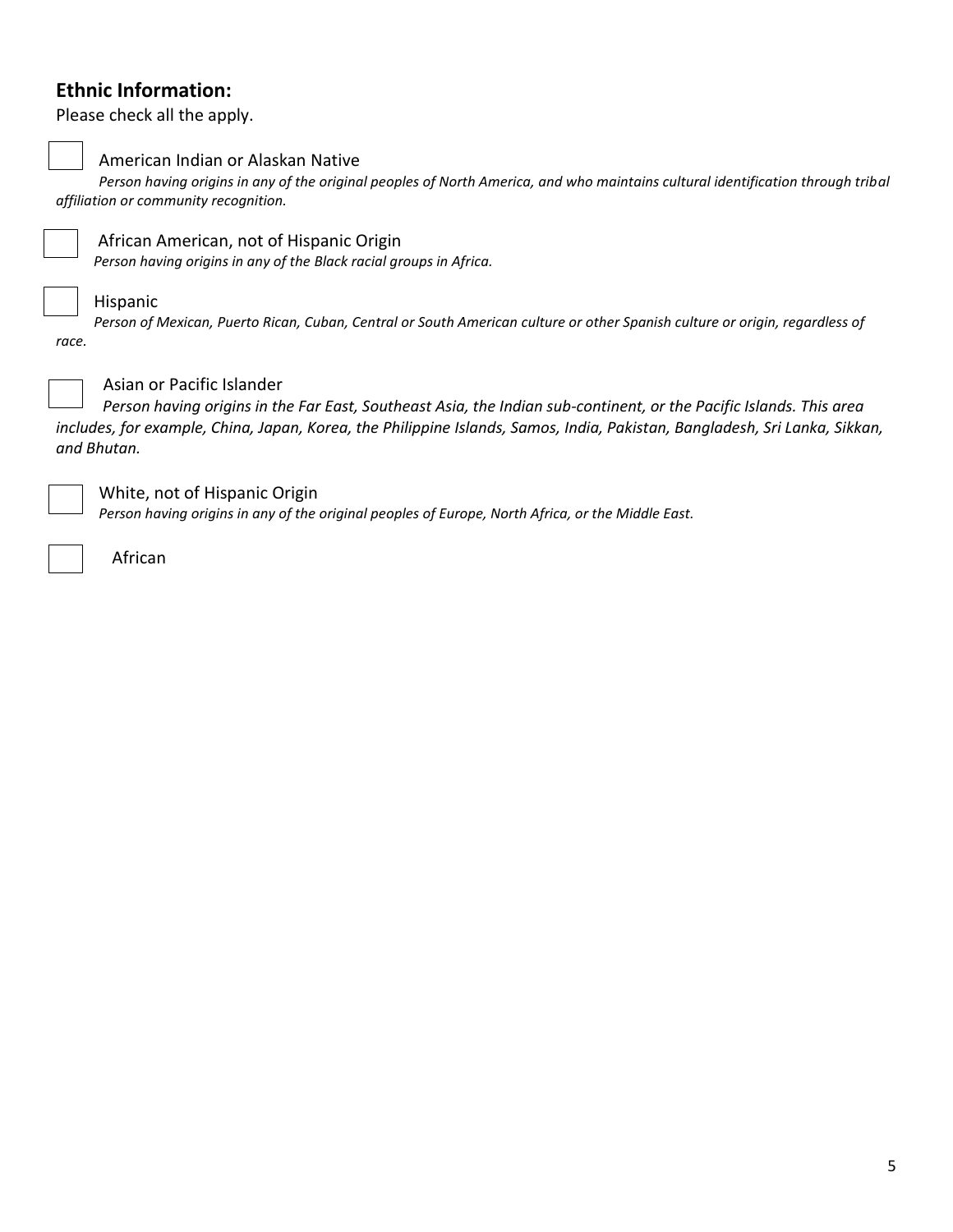## Ethnic Information:

Please check all the apply.

☐ American Indian or Alaskan Native

*Person having origins in any of the original peoples of North America, and who maintains cultural identification through tribal affiliation or community recognition.*

☐ African American, not of Hispanic Origin

*Person having origins in any of the Black racial groups in Africa.*

☐ Hispanic

*Person of Mexican, Puerto Rican, Cuban, Central or South American culture or other Spanish culture or origin, regardless of race.*

☐ Asian or Pacific Islander

*Person having origins in the Far East, Southeast Asia, the Indian sub-continent, or the Pacific Islands. This area includes, for example, China, Japan, Korea, the Philippine Islands, Samos, India, Pakistan, Bangladesh, Sri Lanka, Sikkan, and Bhutan.*

☐ White, not of Hispanic Origin

*Person having origins in any of the original peoples of Europe, North Africa, or the Middle East.*

☐ African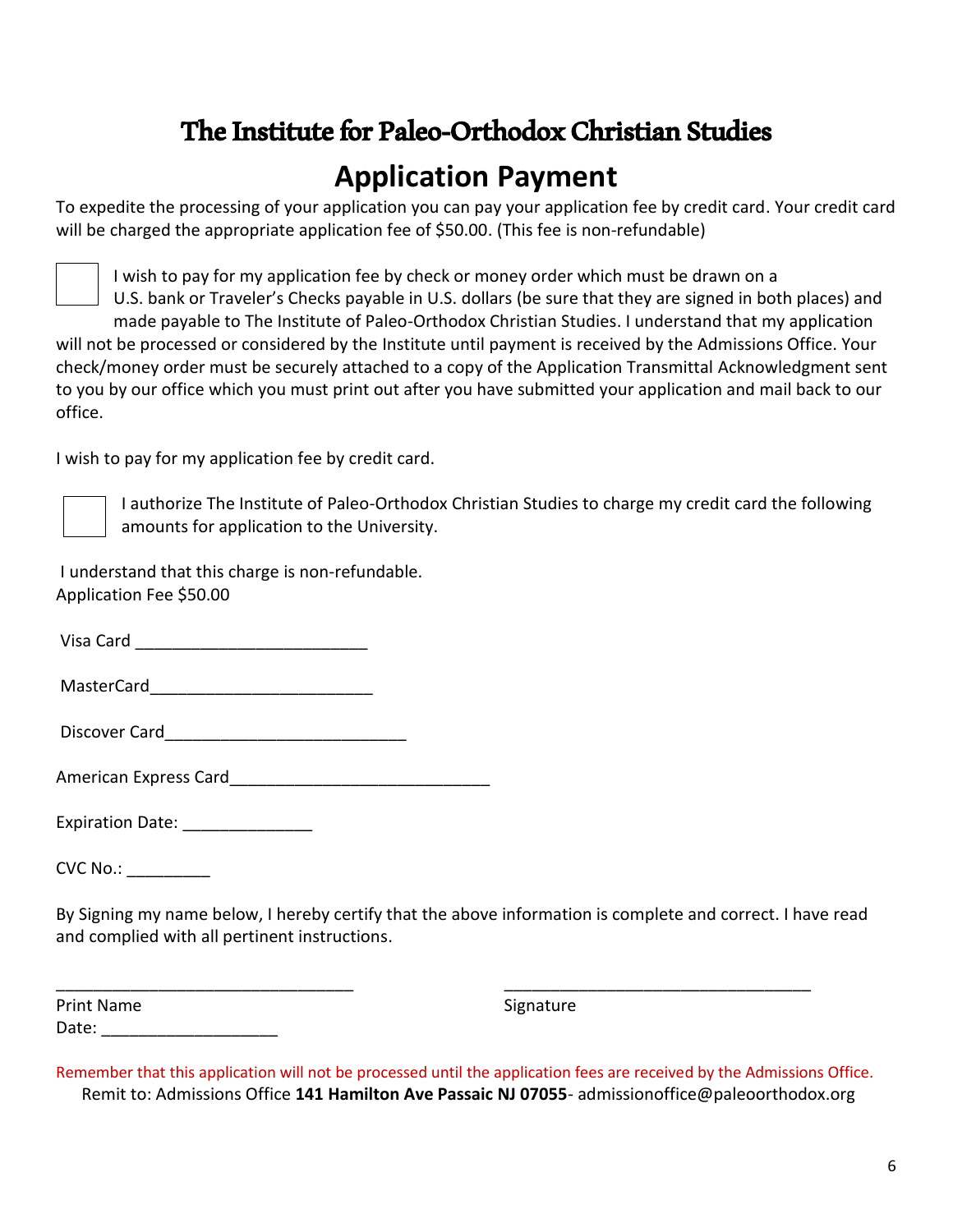# The Institute for Paleo-Orthodox Christian Studies

## Application Payment

To expedite the processing of your application you can pay your application fee by credit card. Your credit card will be charged the appropriate application fee of $50.00. (This fee is non-refundable)

☐ I wish to pay for my application fee by check or money order which must be drawn on a U.S. bank or Traveler's Checks payable in U.S. dollars (be sure that they are signed in both places) and made payable to The Institute of Paleo-Orthodox Christian Studies. I understand that my application will not be processed or considered by the Institute until payment is received by the Admissions Office. Your check/money order must be securely attached to a copy of the Application Transmittal Acknowledgment sent to you by our office which you must print out after you have submitted your application and mail back to our office.

I wish to pay for my application fee by credit card.

☐ I authorize The Institute of Paleo-Orthodox Christian Studies to charge my credit card the following amounts for application to the University.

I understand that this charge is non-refundable.
Application Fee $50.00

Visa Card _________________________

MasterCard________________________

Discover Card__________________________

American Express Card____________________________

Expiration Date: ______________

CVC No.: _________

By Signing my name below, I hereby certify that the above information is complete and correct. I have read and complied with all pertinent instructions.

________________________________ ________________________________
Print Name Signature

Date: ___________________

Remember that this application will not be processed until the application fees are received by the Admissions Office.

Remit to: Admissions Office **141 Hamilton Ave Passaic NJ 07055**- admissionoffice@paleoorthodox.org